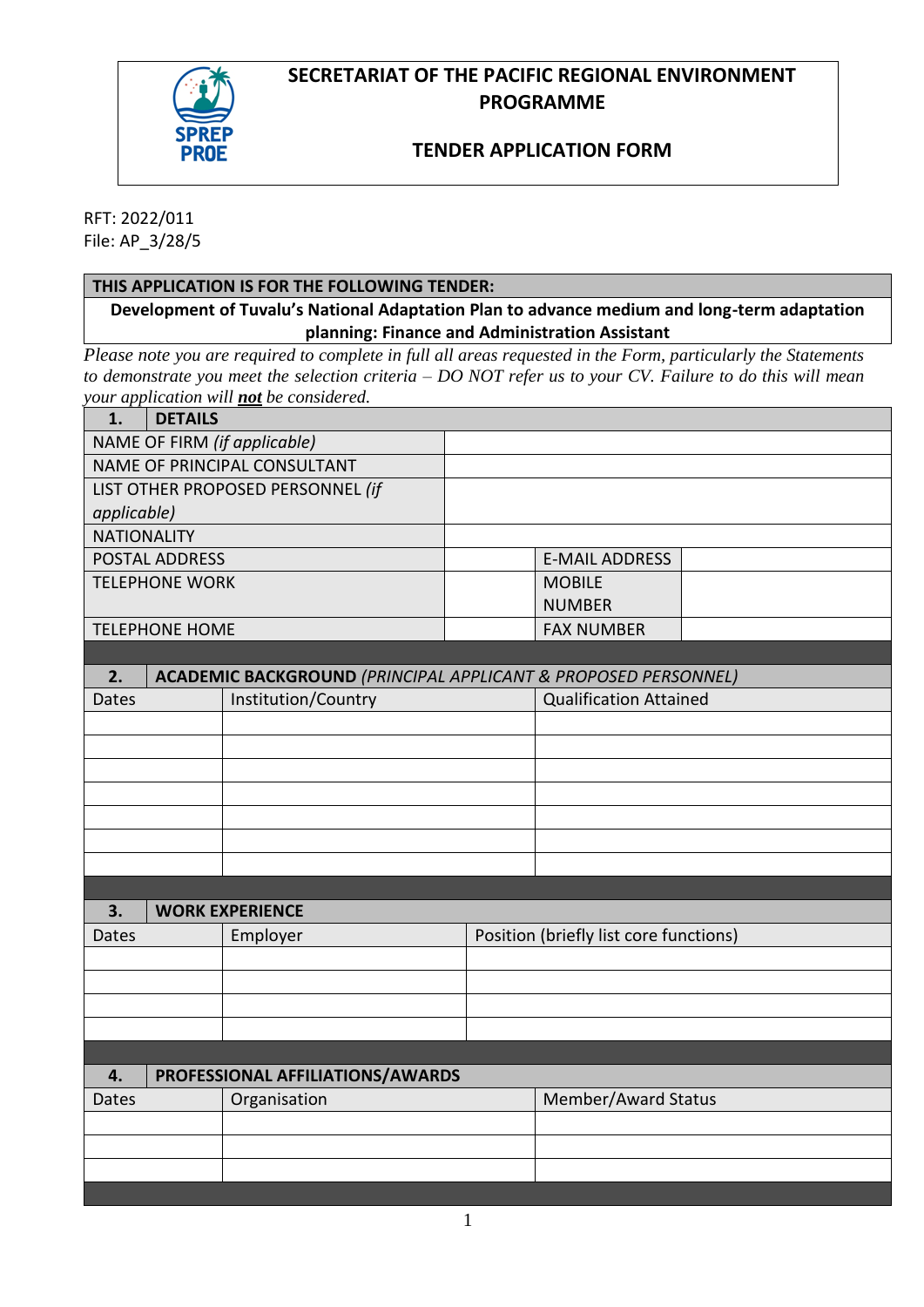# SECRETARIAT OF THE PACIFIC REGIONAL ENVIRONMENT PROGRAMME

## TENDER APPLICATION FORM

RFT: 2022/011
File: AP_3/28/5

| THIS APPLICATION IS FOR THE FOLLOWING TENDER: |
|---|
| **Development of Tuvalu's National Adaptation Plan to advance medium and long-term adaptation planning: Finance and Administration Assistant** |

*Please note you are required to complete in full all areas requested in the Form, particularly the Statements to demonstrate you meet the selection criteria – DO NOT refer us to your CV. Failure to do this will mean your application will **not** be considered.*

| **1. DETAILS** | | | |
|---|---|---|---|
| NAME OF FIRM *(if applicable)* | | | |
| NAME OF PRINCIPAL CONSULTANT | | | |
| LIST OTHER PROPOSED PERSONNEL *(if applicable)* | | | |
| NATIONALITY | | | |
| POSTAL ADDRESS | | E-MAIL ADDRESS | |
| TELEPHONE WORK | | MOBILE NUMBER | |
| TELEPHONE HOME | | FAX NUMBER | |

| **2. ACADEMIC BACKGROUND** *(PRINCIPAL APPLICANT & PROPOSED PERSONNEL)* | | |
|---|---|---|
| Dates | Institution/Country | Qualification Attained |
| | | |
| | | |
| | | |
| | | |
| | | |
| | | |
| | | |

| **3. WORK EXPERIENCE** | | |
|---|---|---|
| Dates | Employer | Position (briefly list core functions) |
| | | |
| | | |
| | | |
| | | |

| **4. PROFESSIONAL AFFILIATIONS/AWARDS** | | |
|---|---|---|
| Dates | Organisation | Member/Award Status |
| | | |
| | | |
| | | |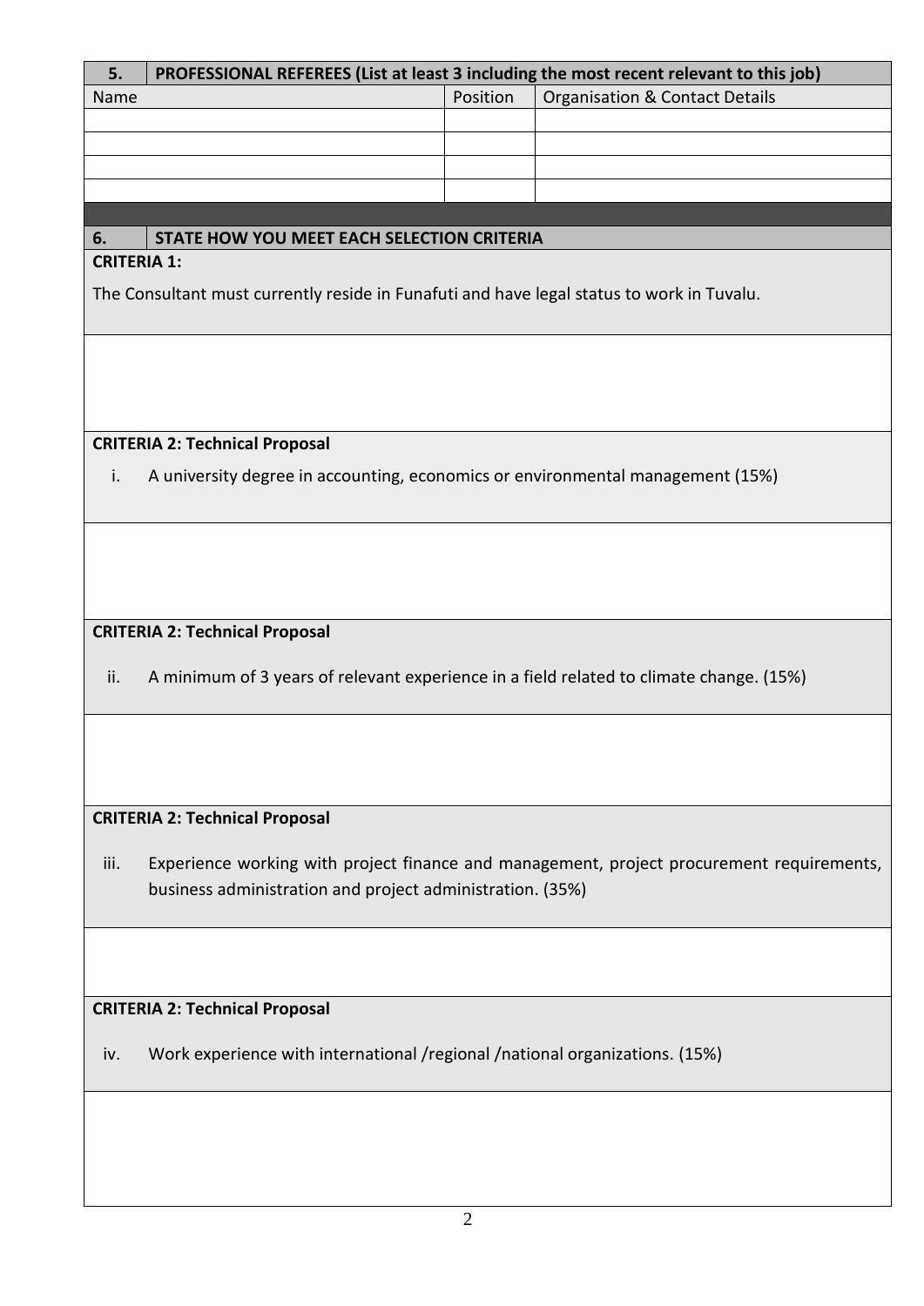| 5. | PROFESSIONAL REFEREES (List at least 3 including the most recent relevant to this job) | |
|---|---|---|
| Name | Position | Organisation & Contact Details |
| | | |
| | | |
| | | |
| | | |

| 6. | STATE HOW YOU MEET EACH SELECTION CRITERIA |
|---|---|

**CRITERIA 1:**

The Consultant must currently reside in Funafuti and have legal status to work in Tuvalu.

**CRITERIA 2: Technical Proposal**

i. A university degree in accounting, economics or environmental management (15%)

**CRITERIA 2: Technical Proposal**

ii. A minimum of 3 years of relevant experience in a field related to climate change. (15%)

**CRITERIA 2: Technical Proposal**

iii. Experience working with project finance and management, project procurement requirements, business administration and project administration. (35%)

**CRITERIA 2: Technical Proposal**

iv. Work experience with international /regional /national organizations. (15%)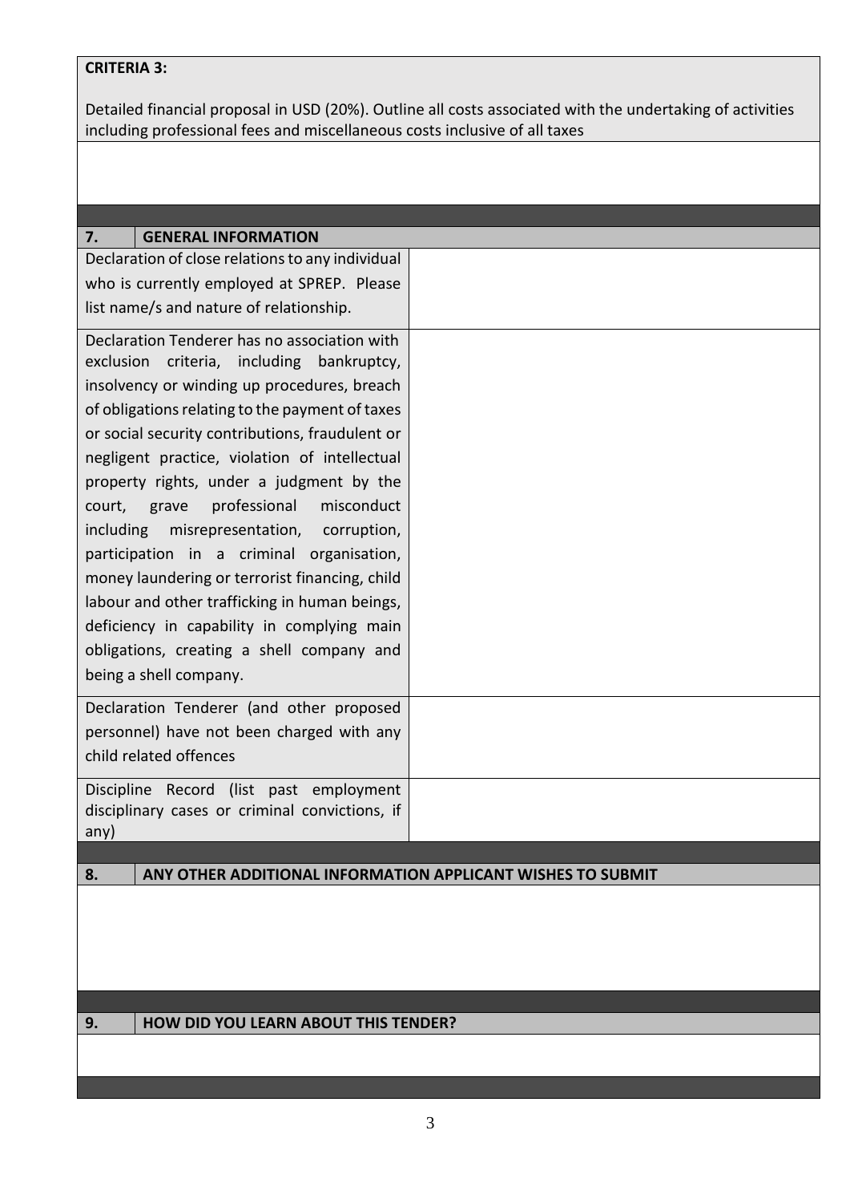**CRITERIA 3:**

Detailed financial proposal in USD (20%). Outline all costs associated with the undertaking of activities including professional fees and miscellaneous costs inclusive of all taxes

| 7. | GENERAL INFORMATION |
|---|---|
| Declaration of close relations to any individual who is currently employed at SPREP. Please list name/s and nature of relationship. | |
| Declaration Tenderer has no association with exclusion criteria, including bankruptcy, insolvency or winding up procedures, breach of obligations relating to the payment of taxes or social security contributions, fraudulent or negligent practice, violation of intellectual property rights, under a judgment by the court, grave professional misconduct including misrepresentation, corruption, participation in a criminal organisation, money laundering or terrorist financing, child labour and other trafficking in human beings, deficiency in capability in complying main obligations, creating a shell company and being a shell company. | |
| Declaration Tenderer (and other proposed personnel) have not been charged with any child related offences | |
| Discipline Record (list past employment disciplinary cases or criminal convictions, if any) | |

| 8. | ANY OTHER ADDITIONAL INFORMATION APPLICANT WISHES TO SUBMIT |
|---|---|
| | |

| 9. | HOW DID YOU LEARN ABOUT THIS TENDER? |
|---|---|
| | |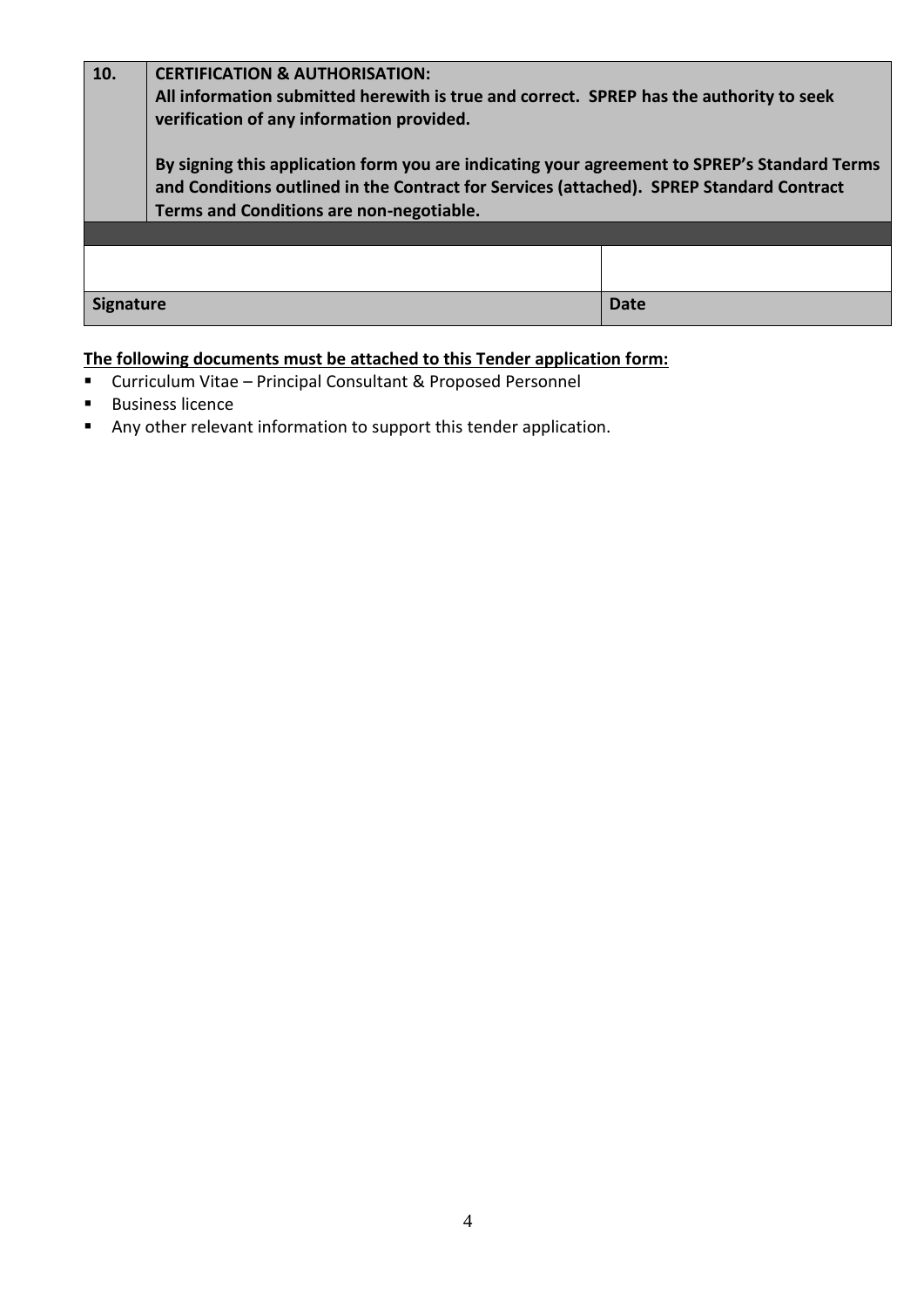| 10. | **CERTIFICATION & AUTHORISATION:**<br>**All information submitted herewith is true and correct. SPREP has the authority to seek verification of any information provided.**<br><br>**By signing this application form you are indicating your agreement to SPREP's Standard Terms and Conditions outlined in the Contract for Services (attached). SPREP Standard Contract Terms and Conditions are non-negotiable.** |
|---|---|

| | |
|---|---|
| | |
| **Signature** | **Date** |

**<u>The following documents must be attached to this Tender application form:</u>**

- Curriculum Vitae – Principal Consultant & Proposed Personnel
- Business licence
- Any other relevant information to support this tender application.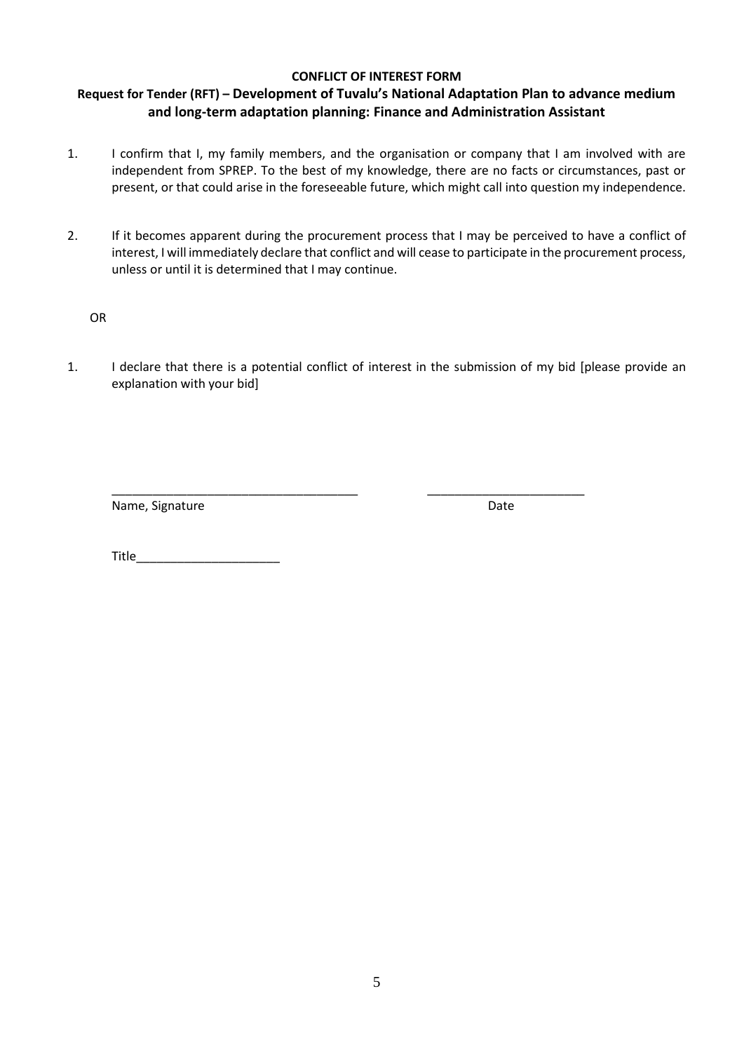**CONFLICT OF INTEREST FORM**

**Request for Tender (RFT) – Development of Tuvalu's National Adaptation Plan to advance medium and long-term adaptation planning: Finance and Administration Assistant**

1. I confirm that I, my family members, and the organisation or company that I am involved with are independent from SPREP. To the best of my knowledge, there are no facts or circumstances, past or present, or that could arise in the foreseeable future, which might call into question my independence.

2. If it becomes apparent during the procurement process that I may be perceived to have a conflict of interest, I will immediately declare that conflict and will cease to participate in the procurement process, unless or until it is determined that I may continue.

OR

1. I declare that there is a potential conflict of interest in the submission of my bid [please provide an explanation with your bid]

___________________________________ ______________________

Name, Signature Date

Title____________________